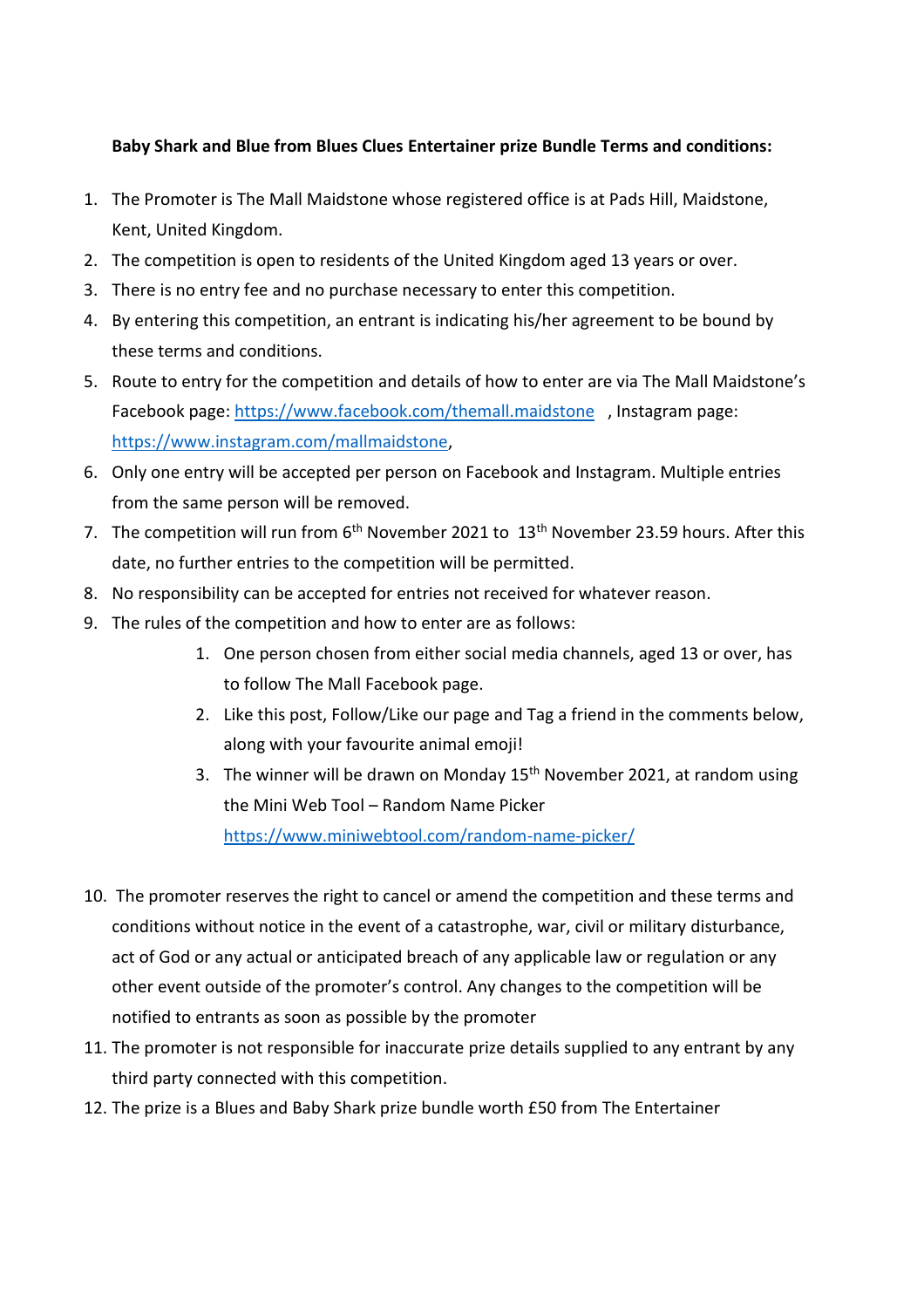**Baby Shark and Blue from Blues Clues Entertainer prize Bundle Terms and conditions:**

1. The Promoter is The Mall Maidstone whose registered office is at Pads Hill, Maidstone, Kent, United Kingdom.
2. The competition is open to residents of the United Kingdom aged 13 years or over.
3. There is no entry fee and no purchase necessary to enter this competition.
4. By entering this competition, an entrant is indicating his/her agreement to be bound by these terms and conditions.
5. Route to entry for the competition and details of how to enter are via The Mall Maidstone's Facebook page: https://www.facebook.com/themall.maidstone , Instagram page: https://www.instagram.com/mallmaidstone,
6. Only one entry will be accepted per person on Facebook and Instagram. Multiple entries from the same person will be removed.
7. The competition will run from 6th November 2021 to 13th November 23.59 hours. After this date, no further entries to the competition will be permitted.
8. No responsibility can be accepted for entries not received for whatever reason.
9. The rules of the competition and how to enter are as follows:
    1. One person chosen from either social media channels, aged 13 or over, has to follow The Mall Facebook page.
    2. Like this post, Follow/Like our page and Tag a friend in the comments below, along with your favourite animal emoji!
    3. The winner will be drawn on Monday 15th November 2021, at random using the Mini Web Tool – Random Name Picker https://www.miniwebtool.com/random-name-picker/
10. The promoter reserves the right to cancel or amend the competition and these terms and conditions without notice in the event of a catastrophe, war, civil or military disturbance, act of God or any actual or anticipated breach of any applicable law or regulation or any other event outside of the promoter's control. Any changes to the competition will be notified to entrants as soon as possible by the promoter
11. The promoter is not responsible for inaccurate prize details supplied to any entrant by any third party connected with this competition.
12. The prize is a Blues and Baby Shark prize bundle worth £50 from The Entertainer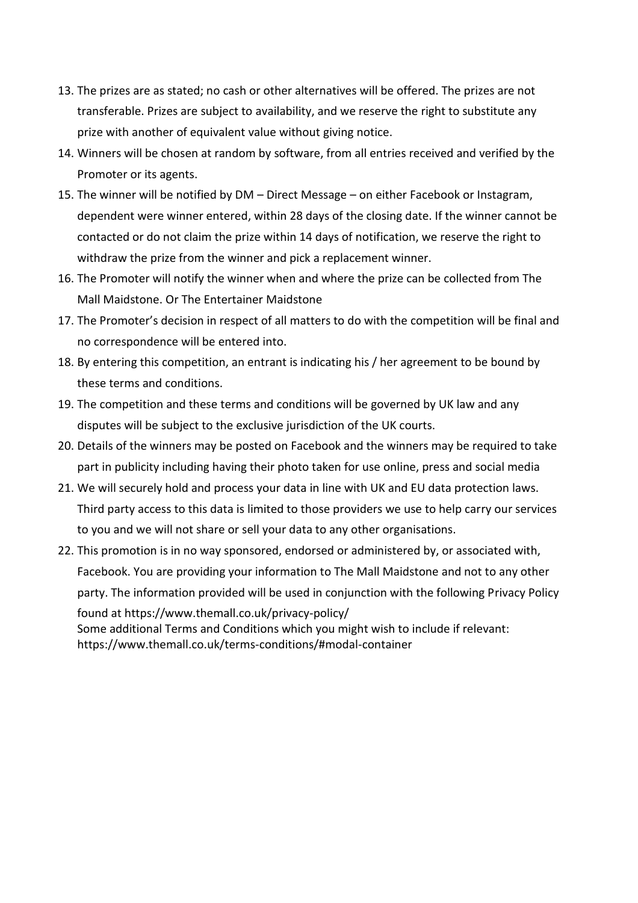13. The prizes are as stated; no cash or other alternatives will be offered. The prizes are not transferable. Prizes are subject to availability, and we reserve the right to substitute any prize with another of equivalent value without giving notice.
14. Winners will be chosen at random by software, from all entries received and verified by the Promoter or its agents.
15. The winner will be notified by DM – Direct Message – on either Facebook or Instagram, dependent were winner entered, within 28 days of the closing date. If the winner cannot be contacted or do not claim the prize within 14 days of notification, we reserve the right to withdraw the prize from the winner and pick a replacement winner.
16. The Promoter will notify the winner when and where the prize can be collected from The Mall Maidstone. Or The Entertainer Maidstone
17. The Promoter's decision in respect of all matters to do with the competition will be final and no correspondence will be entered into.
18. By entering this competition, an entrant is indicating his / her agreement to be bound by these terms and conditions.
19. The competition and these terms and conditions will be governed by UK law and any disputes will be subject to the exclusive jurisdiction of the UK courts.
20. Details of the winners may be posted on Facebook and the winners may be required to take part in publicity including having their photo taken for use online, press and social media
21. We will securely hold and process your data in line with UK and EU data protection laws. Third party access to this data is limited to those providers we use to help carry our services to you and we will not share or sell your data to any other organisations.
22. This promotion is in no way sponsored, endorsed or administered by, or associated with, Facebook. You are providing your information to The Mall Maidstone and not to any other party. The information provided will be used in conjunction with the following Privacy Policy found at https://www.themall.co.uk/privacy-policy/
    Some additional Terms and Conditions which you might wish to include if relevant: https://www.themall.co.uk/terms-conditions/#modal-container